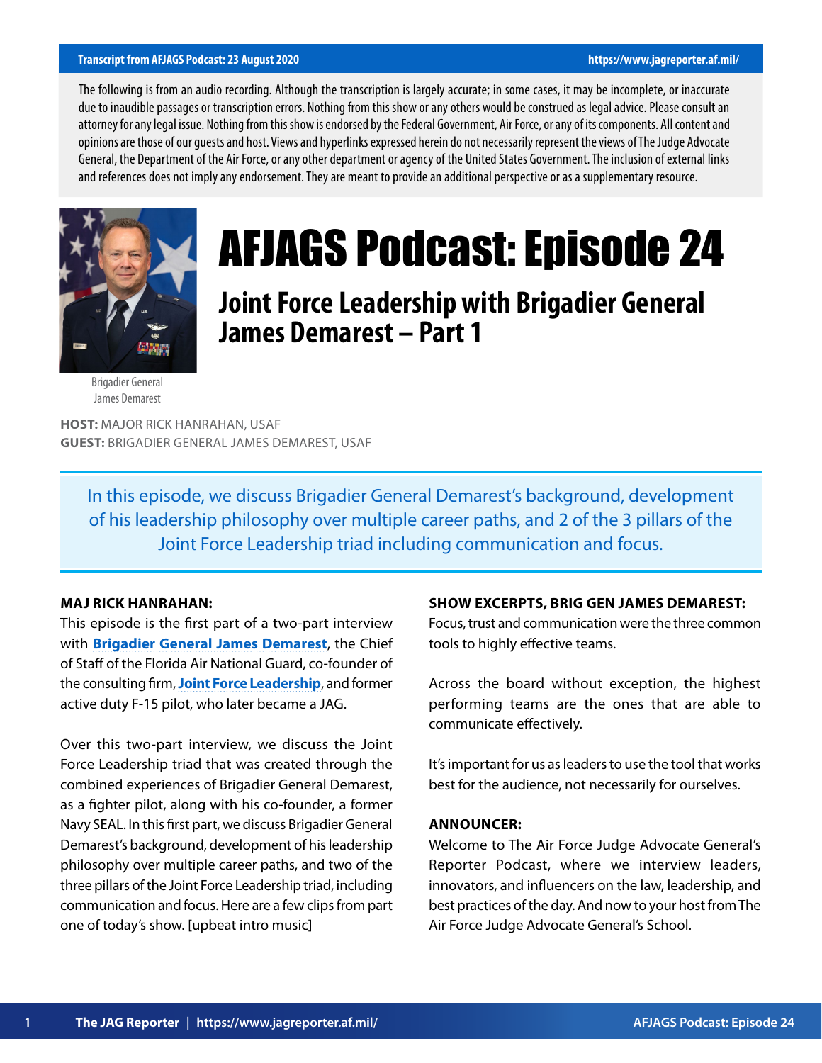Transcript from AFJAGS Podcast: 23 August 2020 https://www.jagreporter.af.mil/

The following is from an audio recording. Although the transcription is largely accurate; in some cases, it may be incomplete, or inaccurate due to inaudible passages or transcription errors. Nothing from this show or any others would be construed as legal advice. Please consult an attorney for any legal issue. Nothing from this show is endorsed by the Federal Government, Air Force, or any of its components. All content and opinions are those of our guests and host. Views and hyperlinks expressed herein do not necessarily represent the views of The Judge Advocate General, the Department of the Air Force, or any other department or agency of the United States Government. The inclusion of external links and references does not imply any endorsement. They are meant to provide an additional perspective or as a supplementary resource.

# AFJAGS Podcast: Episode 24

## Joint Force Leadership with Brigadier General James Demarest – Part 1

Brigadier General James Demarest

**HOST:** MAJOR RICK HANRAHAN, USAF
**GUEST:** BRIGADIER GENERAL JAMES DEMAREST, USAF

In this episode, we discuss Brigadier General Demarest's background, development of his leadership philosophy over multiple career paths, and 2 of the 3 pillars of the Joint Force Leadership triad including communication and focus.

**MAJ RICK HANRAHAN:**

This episode is the first part of a two-part interview with **Brigadier General James Demarest**, the Chief of Staff of the Florida Air National Guard, co-founder of the consulting firm, **Joint Force Leadership**, and former active duty F-15 pilot, who later became a JAG.

Over this two-part interview, we discuss the Joint Force Leadership triad that was created through the combined experiences of Brigadier General Demarest, as a fighter pilot, along with his co-founder, a former Navy SEAL. In this first part, we discuss Brigadier General Demarest's background, development of his leadership philosophy over multiple career paths, and two of the three pillars of the Joint Force Leadership triad, including communication and focus. Here are a few clips from part one of today's show. [upbeat intro music]

**SHOW EXCERPTS, BRIG GEN JAMES DEMAREST:**

Focus, trust and communication were the three common tools to highly effective teams.

Across the board without exception, the highest performing teams are the ones that are able to communicate effectively.

It's important for us as leaders to use the tool that works best for the audience, not necessarily for ourselves.

**ANNOUNCER:**

Welcome to The Air Force Judge Advocate General's Reporter Podcast, where we interview leaders, innovators, and influencers on the law, leadership, and best practices of the day. And now to your host from The Air Force Judge Advocate General's School.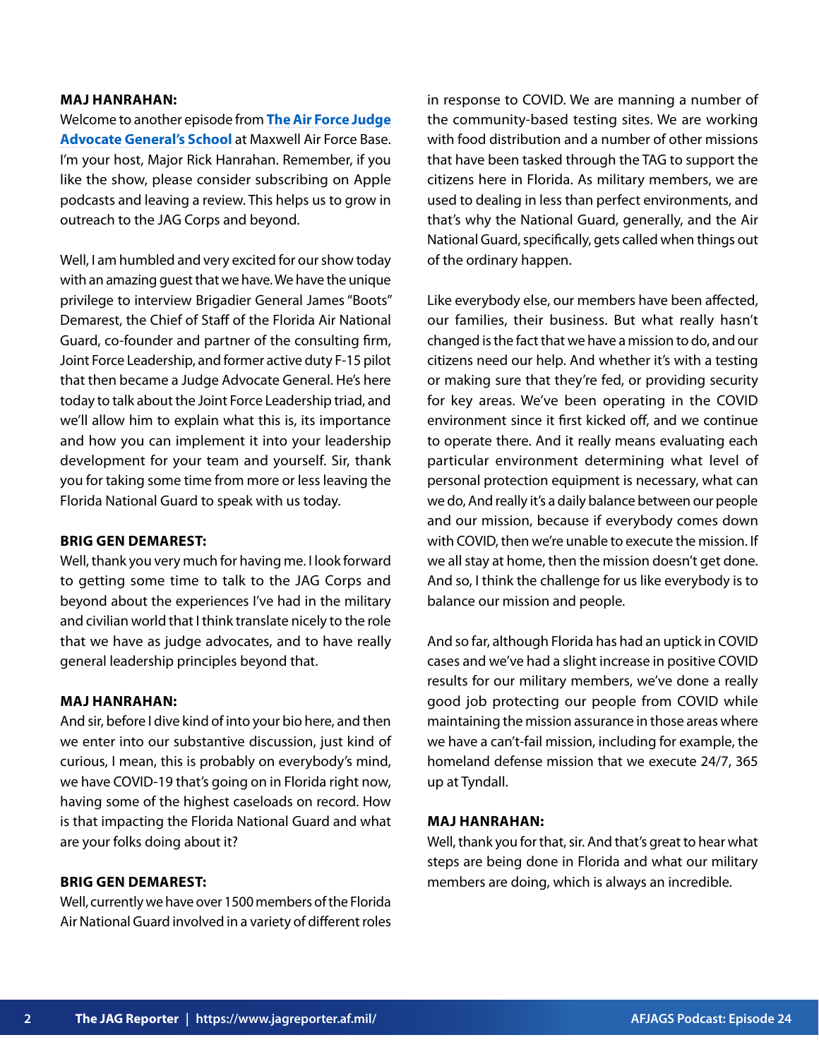**MAJ HANRAHAN:**
Welcome to another episode from **The Air Force Judge Advocate General's School** at Maxwell Air Force Base. I'm your host, Major Rick Hanrahan. Remember, if you like the show, please consider subscribing on Apple podcasts and leaving a review. This helps us to grow in outreach to the JAG Corps and beyond.

Well, I am humbled and very excited for our show today with an amazing guest that we have. We have the unique privilege to interview Brigadier General James "Boots" Demarest, the Chief of Staff of the Florida Air National Guard, co-founder and partner of the consulting firm, Joint Force Leadership, and former active duty F-15 pilot that then became a Judge Advocate General. He's here today to talk about the Joint Force Leadership triad, and we'll allow him to explain what this is, its importance and how you can implement it into your leadership development for your team and yourself. Sir, thank you for taking some time from more or less leaving the Florida National Guard to speak with us today.

**BRIG GEN DEMAREST:**
Well, thank you very much for having me. I look forward to getting some time to talk to the JAG Corps and beyond about the experiences I've had in the military and civilian world that I think translate nicely to the role that we have as judge advocates, and to have really general leadership principles beyond that.

**MAJ HANRAHAN:**
And sir, before I dive kind of into your bio here, and then we enter into our substantive discussion, just kind of curious, I mean, this is probably on everybody's mind, we have COVID-19 that's going on in Florida right now, having some of the highest caseloads on record. How is that impacting the Florida National Guard and what are your folks doing about it?

**BRIG GEN DEMAREST:**
Well, currently we have over 1500 members of the Florida Air National Guard involved in a variety of different roles in response to COVID. We are manning a number of the community-based testing sites. We are working with food distribution and a number of other missions that have been tasked through the TAG to support the citizens here in Florida. As military members, we are used to dealing in less than perfect environments, and that's why the National Guard, generally, and the Air National Guard, specifically, gets called when things out of the ordinary happen.

Like everybody else, our members have been affected, our families, their business. But what really hasn't changed is the fact that we have a mission to do, and our citizens need our help. And whether it's with a testing or making sure that they're fed, or providing security for key areas. We've been operating in the COVID environment since it first kicked off, and we continue to operate there. And it really means evaluating each particular environment determining what level of personal protection equipment is necessary, what can we do, And really it's a daily balance between our people and our mission, because if everybody comes down with COVID, then we're unable to execute the mission. If we all stay at home, then the mission doesn't get done. And so, I think the challenge for us like everybody is to balance our mission and people.

And so far, although Florida has had an uptick in COVID cases and we've had a slight increase in positive COVID results for our military members, we've done a really good job protecting our people from COVID while maintaining the mission assurance in those areas where we have a can't-fail mission, including for example, the homeland defense mission that we execute 24/7, 365 up at Tyndall.

**MAJ HANRAHAN:**
Well, thank you for that, sir. And that's great to hear what steps are being done in Florida and what our military members are doing, which is always an incredible.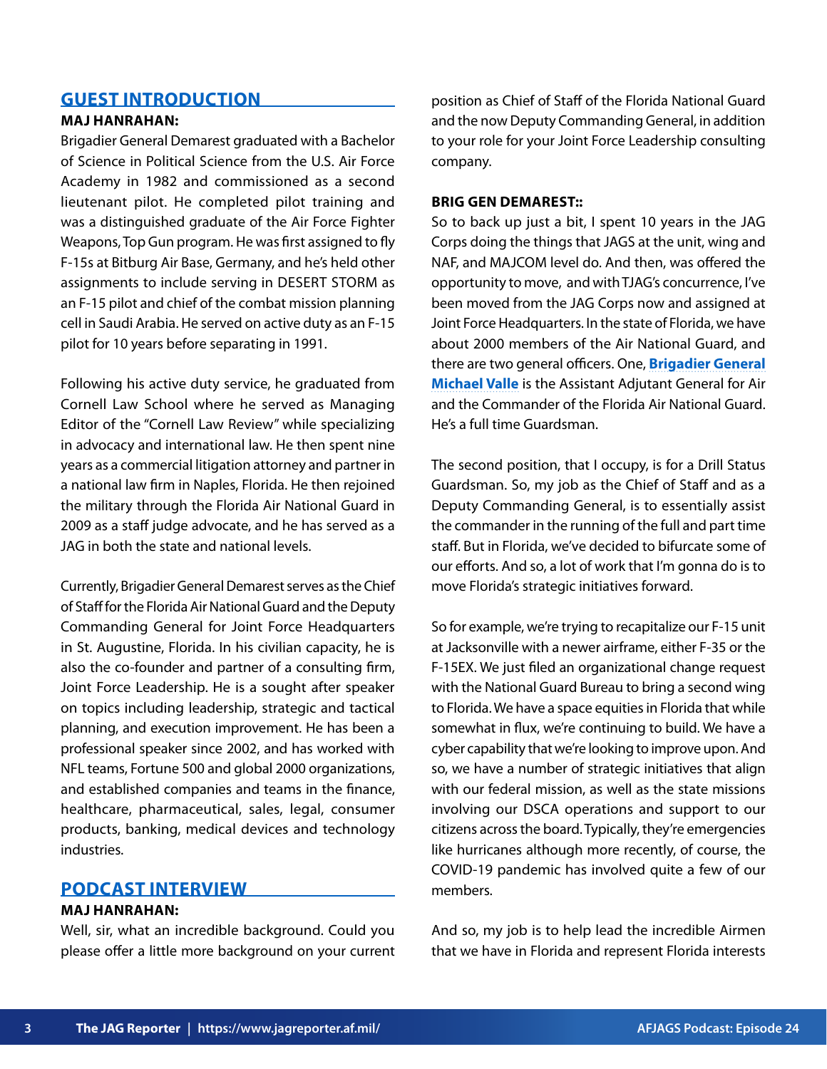## GUEST INTRODUCTION

**MAJ HANRAHAN:**

Brigadier General Demarest graduated with a Bachelor of Science in Political Science from the U.S. Air Force Academy in 1982 and commissioned as a second lieutenant pilot. He completed pilot training and was a distinguished graduate of the Air Force Fighter Weapons, Top Gun program. He was first assigned to fly F-15s at Bitburg Air Base, Germany, and he's held other assignments to include serving in DESERT STORM as an F-15 pilot and chief of the combat mission planning cell in Saudi Arabia. He served on active duty as an F-15 pilot for 10 years before separating in 1991.

Following his active duty service, he graduated from Cornell Law School where he served as Managing Editor of the "Cornell Law Review" while specializing in advocacy and international law. He then spent nine years as a commercial litigation attorney and partner in a national law firm in Naples, Florida. He then rejoined the military through the Florida Air National Guard in 2009 as a staff judge advocate, and he has served as a JAG in both the state and national levels.

Currently, Brigadier General Demarest serves as the Chief of Staff for the Florida Air National Guard and the Deputy Commanding General for Joint Force Headquarters in St. Augustine, Florida. In his civilian capacity, he is also the co-founder and partner of a consulting firm, Joint Force Leadership. He is a sought after speaker on topics including leadership, strategic and tactical planning, and execution improvement. He has been a professional speaker since 2002, and has worked with NFL teams, Fortune 500 and global 2000 organizations, and established companies and teams in the finance, healthcare, pharmaceutical, sales, legal, consumer products, banking, medical devices and technology industries.

## PODCAST INTERVIEW

**MAJ HANRAHAN:**

Well, sir, what an incredible background. Could you please offer a little more background on your current position as Chief of Staff of the Florida National Guard and the now Deputy Commanding General, in addition to your role for your Joint Force Leadership consulting company.

**BRIG GEN DEMAREST::**

So to back up just a bit, I spent 10 years in the JAG Corps doing the things that JAGS at the unit, wing and NAF, and MAJCOM level do. And then, was offered the opportunity to move, and with TJAG's concurrence, I've been moved from the JAG Corps now and assigned at Joint Force Headquarters. In the state of Florida, we have about 2000 members of the Air National Guard, and there are two general officers. One, **Brigadier General Michael Valle** is the Assistant Adjutant General for Air and the Commander of the Florida Air National Guard. He's a full time Guardsman.

The second position, that I occupy, is for a Drill Status Guardsman. So, my job as the Chief of Staff and as a Deputy Commanding General, is to essentially assist the commander in the running of the full and part time staff. But in Florida, we've decided to bifurcate some of our efforts. And so, a lot of work that I'm gonna do is to move Florida's strategic initiatives forward.

So for example, we're trying to recapitalize our F-15 unit at Jacksonville with a newer airframe, either F-35 or the F-15EX. We just filed an organizational change request with the National Guard Bureau to bring a second wing to Florida. We have a space equities in Florida that while somewhat in flux, we're continuing to build. We have a cyber capability that we're looking to improve upon. And so, we have a number of strategic initiatives that align with our federal mission, as well as the state missions involving our DSCA operations and support to our citizens across the board. Typically, they're emergencies like hurricanes although more recently, of course, the COVID-19 pandemic has involved quite a few of our members.

And so, my job is to help lead the incredible Airmen that we have in Florida and represent Florida interests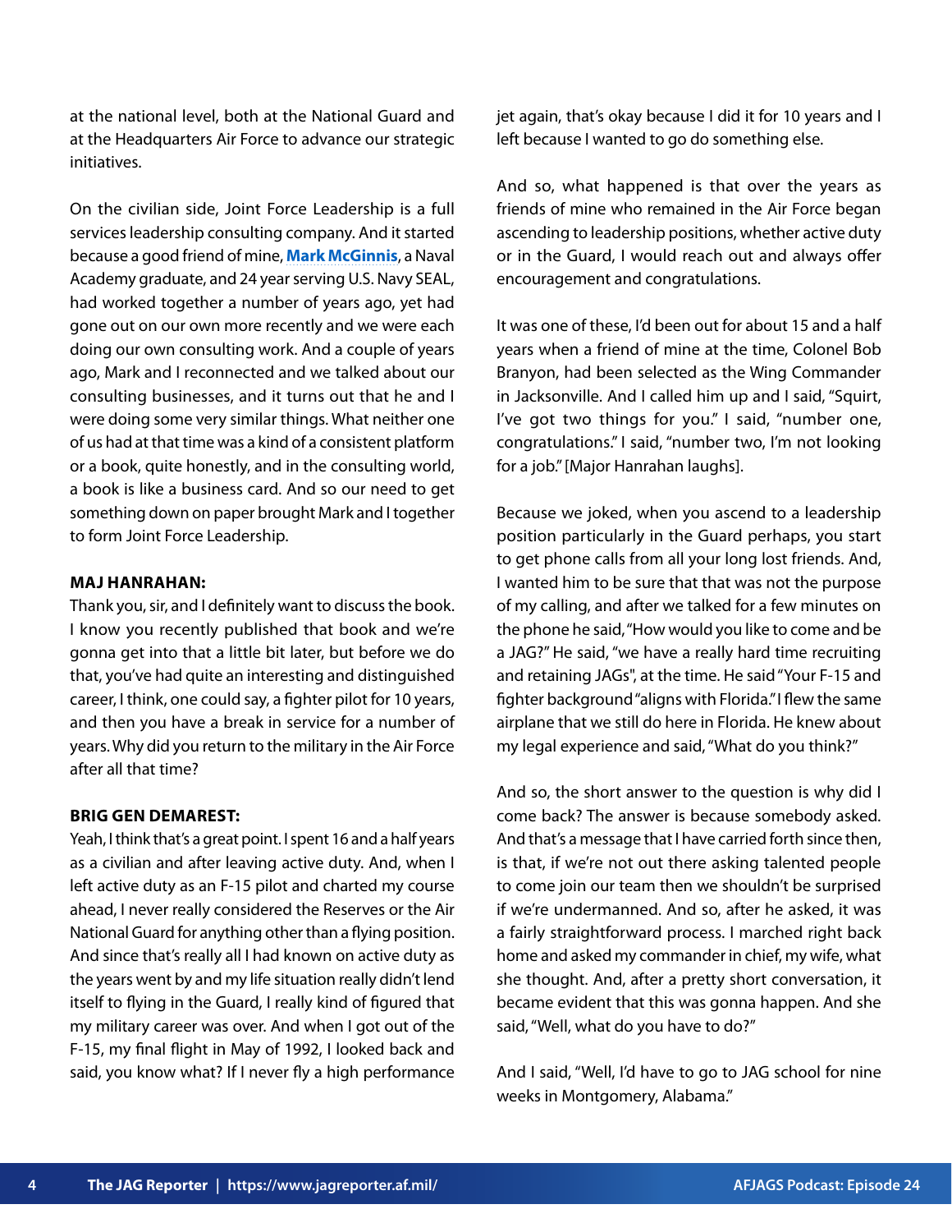at the national level, both at the National Guard and at the Headquarters Air Force to advance our strategic initiatives.

On the civilian side, Joint Force Leadership is a full services leadership consulting company. And it started because a good friend of mine, **Mark McGinnis**, a Naval Academy graduate, and 24 year serving U.S. Navy SEAL, had worked together a number of years ago, yet had gone out on our own more recently and we were each doing our own consulting work. And a couple of years ago, Mark and I reconnected and we talked about our consulting businesses, and it turns out that he and I were doing some very similar things. What neither one of us had at that time was a kind of a consistent platform or a book, quite honestly, and in the consulting world, a book is like a business card. And so our need to get something down on paper brought Mark and I together to form Joint Force Leadership.

**MAJ HANRAHAN:**
Thank you, sir, and I definitely want to discuss the book. I know you recently published that book and we're gonna get into that a little bit later, but before we do that, you've had quite an interesting and distinguished career, I think, one could say, a fighter pilot for 10 years, and then you have a break in service for a number of years. Why did you return to the military in the Air Force after all that time?

**BRIG GEN DEMAREST:**
Yeah, I think that's a great point. I spent 16 and a half years as a civilian and after leaving active duty. And, when I left active duty as an F-15 pilot and charted my course ahead, I never really considered the Reserves or the Air National Guard for anything other than a flying position. And since that's really all I had known on active duty as the years went by and my life situation really didn't lend itself to flying in the Guard, I really kind of figured that my military career was over. And when I got out of the F-15, my final flight in May of 1992, I looked back and said, you know what? If I never fly a high performance jet again, that's okay because I did it for 10 years and I left because I wanted to go do something else.

And so, what happened is that over the years as friends of mine who remained in the Air Force began ascending to leadership positions, whether active duty or in the Guard, I would reach out and always offer encouragement and congratulations.

It was one of these, I'd been out for about 15 and a half years when a friend of mine at the time, Colonel Bob Branyon, had been selected as the Wing Commander in Jacksonville. And I called him up and I said, "Squirt, I've got two things for you." I said, "number one, congratulations." I said, "number two, I'm not looking for a job." [Major Hanrahan laughs].

Because we joked, when you ascend to a leadership position particularly in the Guard perhaps, you start to get phone calls from all your long lost friends. And, I wanted him to be sure that that was not the purpose of my calling, and after we talked for a few minutes on the phone he said, "How would you like to come and be a JAG?" He said, "we have a really hard time recruiting and retaining JAGs", at the time. He said "Your F-15 and fighter background "aligns with Florida." I flew the same airplane that we still do here in Florida. He knew about my legal experience and said, "What do you think?"

And so, the short answer to the question is why did I come back? The answer is because somebody asked. And that's a message that I have carried forth since then, is that, if we're not out there asking talented people to come join our team then we shouldn't be surprised if we're undermanned. And so, after he asked, it was a fairly straightforward process. I marched right back home and asked my commander in chief, my wife, what she thought. And, after a pretty short conversation, it became evident that this was gonna happen. And she said, "Well, what do you have to do?"

And I said, "Well, I'd have to go to JAG school for nine weeks in Montgomery, Alabama."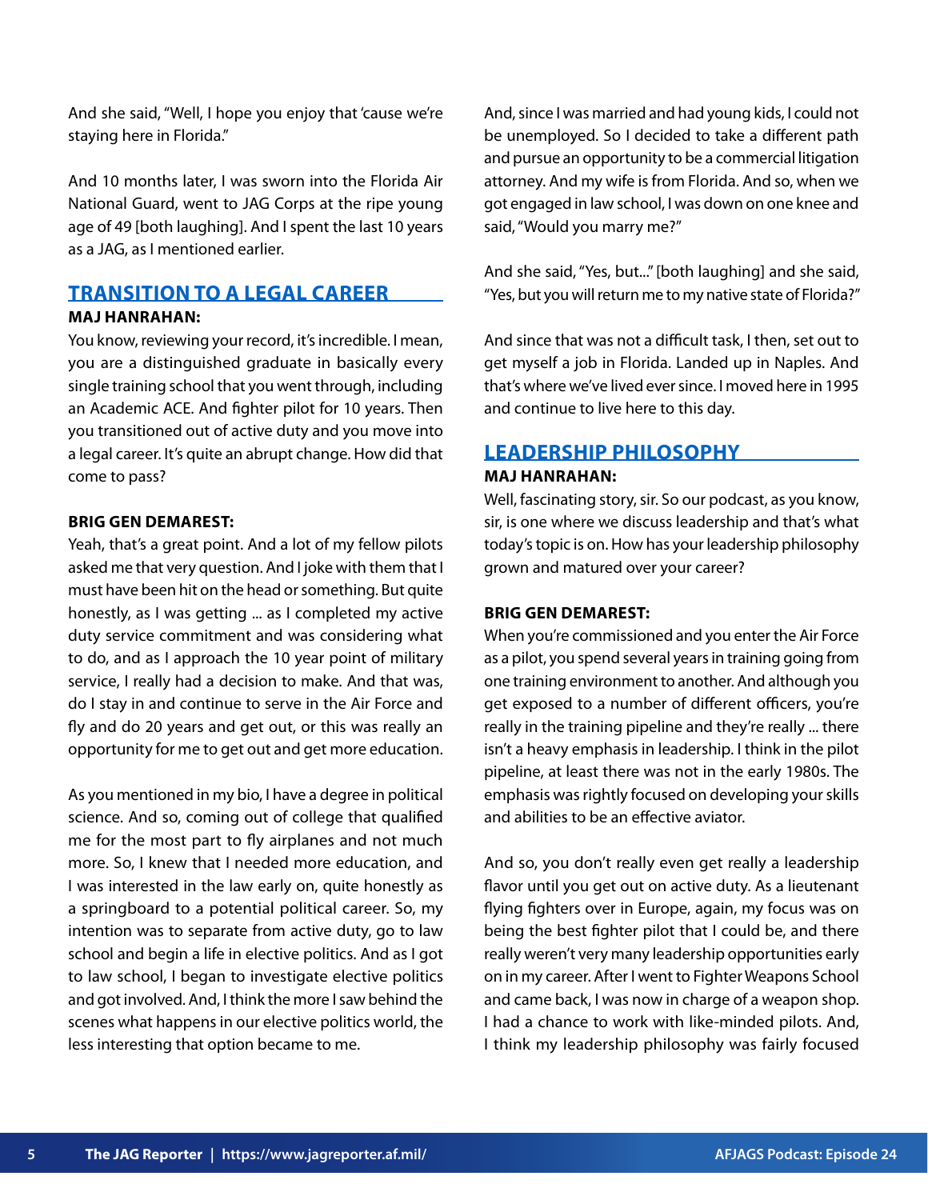And she said, "Well, I hope you enjoy that 'cause we're staying here in Florida."

And 10 months later, I was sworn into the Florida Air National Guard, went to JAG Corps at the ripe young age of 49 [both laughing]. And I spent the last 10 years as a JAG, as I mentioned earlier.

## TRANSITION TO A LEGAL CAREER

**MAJ HANRAHAN:**

You know, reviewing your record, it's incredible. I mean, you are a distinguished graduate in basically every single training school that you went through, including an Academic ACE. And fighter pilot for 10 years. Then you transitioned out of active duty and you move into a legal career. It's quite an abrupt change. How did that come to pass?

**BRIG GEN DEMAREST:**

Yeah, that's a great point. And a lot of my fellow pilots asked me that very question. And I joke with them that I must have been hit on the head or something. But quite honestly, as I was getting ... as I completed my active duty service commitment and was considering what to do, and as I approach the 10 year point of military service, I really had a decision to make. And that was, do I stay in and continue to serve in the Air Force and fly and do 20 years and get out, or this was really an opportunity for me to get out and get more education.

As you mentioned in my bio, I have a degree in political science. And so, coming out of college that qualified me for the most part to fly airplanes and not much more. So, I knew that I needed more education, and I was interested in the law early on, quite honestly as a springboard to a potential political career. So, my intention was to separate from active duty, go to law school and begin a life in elective politics. And as I got to law school, I began to investigate elective politics and got involved. And, I think the more I saw behind the scenes what happens in our elective politics world, the less interesting that option became to me.

And, since I was married and had young kids, I could not be unemployed. So I decided to take a different path and pursue an opportunity to be a commercial litigation attorney. And my wife is from Florida. And so, when we got engaged in law school, I was down on one knee and said, "Would you marry me?"

And she said, "Yes, but..." [both laughing] and she said, "Yes, but you will return me to my native state of Florida?"

And since that was not a difficult task, I then, set out to get myself a job in Florida. Landed up in Naples. And that's where we've lived ever since. I moved here in 1995 and continue to live here to this day.

## LEADERSHIP PHILOSOPHY

**MAJ HANRAHAN:**

Well, fascinating story, sir. So our podcast, as you know, sir, is one where we discuss leadership and that's what today's topic is on. How has your leadership philosophy grown and matured over your career?

**BRIG GEN DEMAREST:**

When you're commissioned and you enter the Air Force as a pilot, you spend several years in training going from one training environment to another. And although you get exposed to a number of different officers, you're really in the training pipeline and they're really ... there isn't a heavy emphasis in leadership. I think in the pilot pipeline, at least there was not in the early 1980s. The emphasis was rightly focused on developing your skills and abilities to be an effective aviator.

And so, you don't really even get really a leadership flavor until you get out on active duty. As a lieutenant flying fighters over in Europe, again, my focus was on being the best fighter pilot that I could be, and there really weren't very many leadership opportunities early on in my career. After I went to Fighter Weapons School and came back, I was now in charge of a weapon shop. I had a chance to work with like-minded pilots. And, I think my leadership philosophy was fairly focused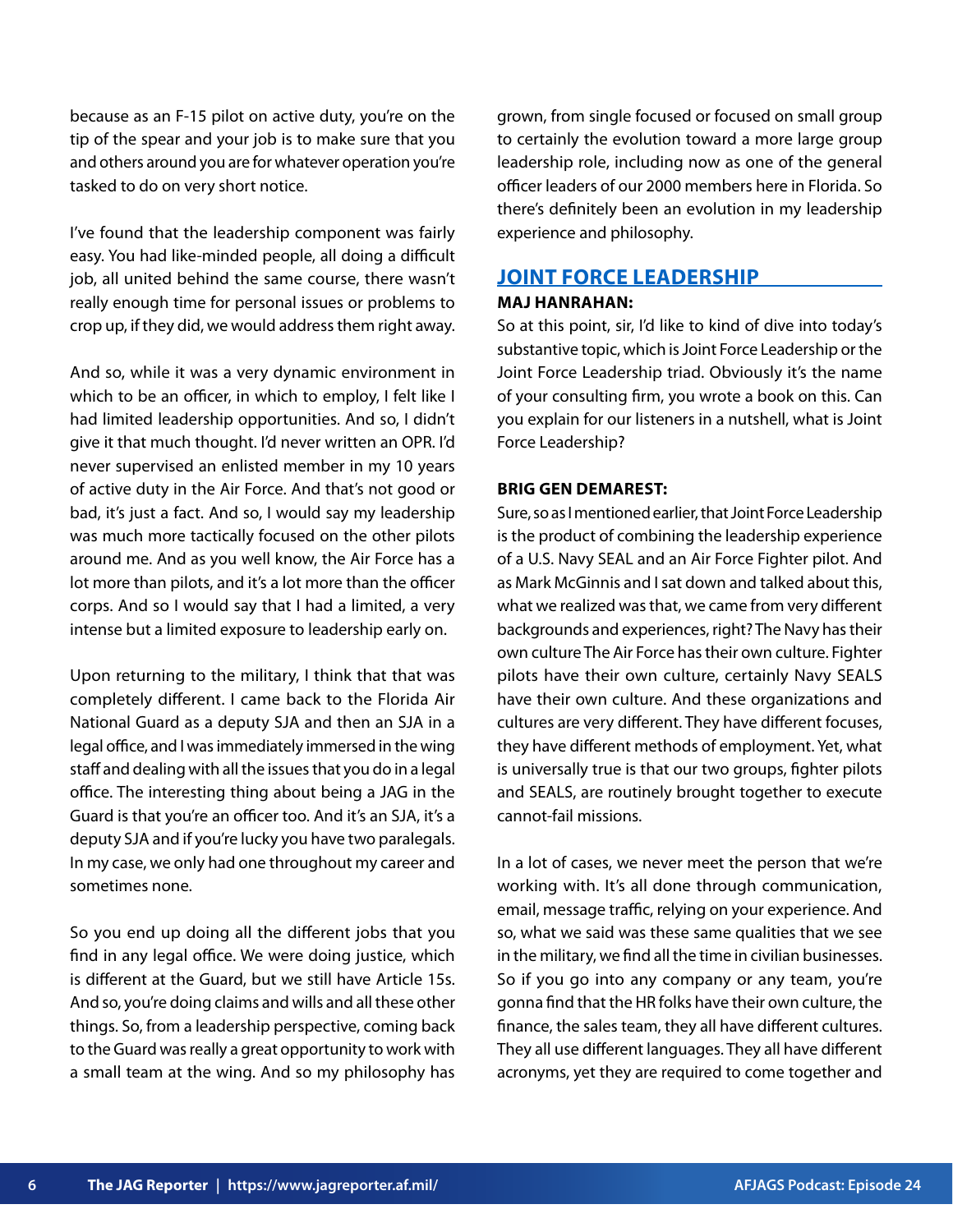because as an F-15 pilot on active duty, you're on the tip of the spear and your job is to make sure that you and others around you are for whatever operation you're tasked to do on very short notice.

I've found that the leadership component was fairly easy. You had like-minded people, all doing a difficult job, all united behind the same course, there wasn't really enough time for personal issues or problems to crop up, if they did, we would address them right away.

And so, while it was a very dynamic environment in which to be an officer, in which to employ, I felt like I had limited leadership opportunities. And so, I didn't give it that much thought. I'd never written an OPR. I'd never supervised an enlisted member in my 10 years of active duty in the Air Force. And that's not good or bad, it's just a fact. And so, I would say my leadership was much more tactically focused on the other pilots around me. And as you well know, the Air Force has a lot more than pilots, and it's a lot more than the officer corps. And so I would say that I had a limited, a very intense but a limited exposure to leadership early on.

Upon returning to the military, I think that that was completely different. I came back to the Florida Air National Guard as a deputy SJA and then an SJA in a legal office, and I was immediately immersed in the wing staff and dealing with all the issues that you do in a legal office. The interesting thing about being a JAG in the Guard is that you're an officer too. And it's an SJA, it's a deputy SJA and if you're lucky you have two paralegals. In my case, we only had one throughout my career and sometimes none.

So you end up doing all the different jobs that you find in any legal office. We were doing justice, which is different at the Guard, but we still have Article 15s. And so, you're doing claims and wills and all these other things. So, from a leadership perspective, coming back to the Guard was really a great opportunity to work with a small team at the wing. And so my philosophy has grown, from single focused or focused on small group to certainly the evolution toward a more large group leadership role, including now as one of the general officer leaders of our 2000 members here in Florida. So there's definitely been an evolution in my leadership experience and philosophy.

## JOINT FORCE LEADERSHIP

**MAJ HANRAHAN:**

So at this point, sir, I'd like to kind of dive into today's substantive topic, which is Joint Force Leadership or the Joint Force Leadership triad. Obviously it's the name of your consulting firm, you wrote a book on this. Can you explain for our listeners in a nutshell, what is Joint Force Leadership?

**BRIG GEN DEMAREST:**

Sure, so as I mentioned earlier, that Joint Force Leadership is the product of combining the leadership experience of a U.S. Navy SEAL and an Air Force Fighter pilot. And as Mark McGinnis and I sat down and talked about this, what we realized was that, we came from very different backgrounds and experiences, right? The Navy has their own culture The Air Force has their own culture. Fighter pilots have their own culture, certainly Navy SEALS have their own culture. And these organizations and cultures are very different. They have different focuses, they have different methods of employment. Yet, what is universally true is that our two groups, fighter pilots and SEALS, are routinely brought together to execute cannot-fail missions.

In a lot of cases, we never meet the person that we're working with. It's all done through communication, email, message traffic, relying on your experience. And so, what we said was these same qualities that we see in the military, we find all the time in civilian businesses. So if you go into any company or any team, you're gonna find that the HR folks have their own culture, the finance, the sales team, they all have different cultures. They all use different languages. They all have different acronyms, yet they are required to come together and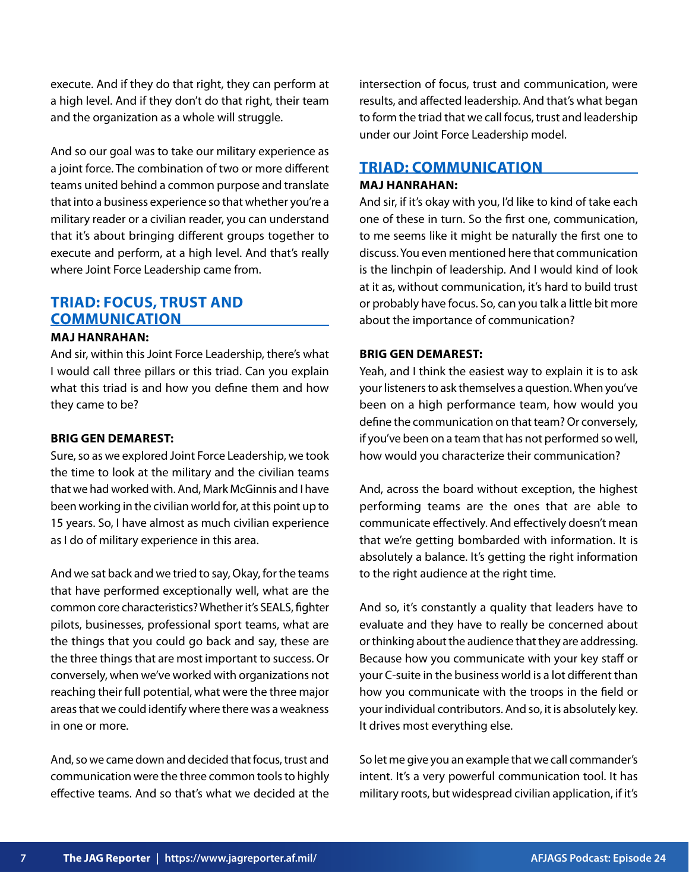execute. And if they do that right, they can perform at a high level. And if they don't do that right, their team and the organization as a whole will struggle.

And so our goal was to take our military experience as a joint force. The combination of two or more different teams united behind a common purpose and translate that into a business experience so that whether you're a military reader or a civilian reader, you can understand that it's about bringing different groups together to execute and perform, at a high level. And that's really where Joint Force Leadership came from.

## TRIAD: FOCUS, TRUST AND COMMUNICATION

**MAJ HANRAHAN:**

And sir, within this Joint Force Leadership, there's what I would call three pillars or this triad. Can you explain what this triad is and how you define them and how they came to be?

**BRIG GEN DEMAREST:**

Sure, so as we explored Joint Force Leadership, we took the time to look at the military and the civilian teams that we had worked with. And, Mark McGinnis and I have been working in the civilian world for, at this point up to 15 years. So, I have almost as much civilian experience as I do of military experience in this area.

And we sat back and we tried to say, Okay, for the teams that have performed exceptionally well, what are the common core characteristics? Whether it's SEALS, fighter pilots, businesses, professional sport teams, what are the things that you could go back and say, these are the three things that are most important to success. Or conversely, when we've worked with organizations not reaching their full potential, what were the three major areas that we could identify where there was a weakness in one or more.

And, so we came down and decided that focus, trust and communication were the three common tools to highly effective teams. And so that's what we decided at the intersection of focus, trust and communication, were results, and affected leadership. And that's what began to form the triad that we call focus, trust and leadership under our Joint Force Leadership model.

## TRIAD: COMMUNICATION

**MAJ HANRAHAN:**

And sir, if it's okay with you, I'd like to kind of take each one of these in turn. So the first one, communication, to me seems like it might be naturally the first one to discuss. You even mentioned here that communication is the linchpin of leadership. And I would kind of look at it as, without communication, it's hard to build trust or probably have focus. So, can you talk a little bit more about the importance of communication?

**BRIG GEN DEMAREST:**

Yeah, and I think the easiest way to explain it is to ask your listeners to ask themselves a question. When you've been on a high performance team, how would you define the communication on that team? Or conversely, if you've been on a team that has not performed so well, how would you characterize their communication?

And, across the board without exception, the highest performing teams are the ones that are able to communicate effectively. And effectively doesn't mean that we're getting bombarded with information. It is absolutely a balance. It's getting the right information to the right audience at the right time.

And so, it's constantly a quality that leaders have to evaluate and they have to really be concerned about or thinking about the audience that they are addressing. Because how you communicate with your key staff or your C-suite in the business world is a lot different than how you communicate with the troops in the field or your individual contributors. And so, it is absolutely key. It drives most everything else.

So let me give you an example that we call commander's intent. It's a very powerful communication tool. It has military roots, but widespread civilian application, if it's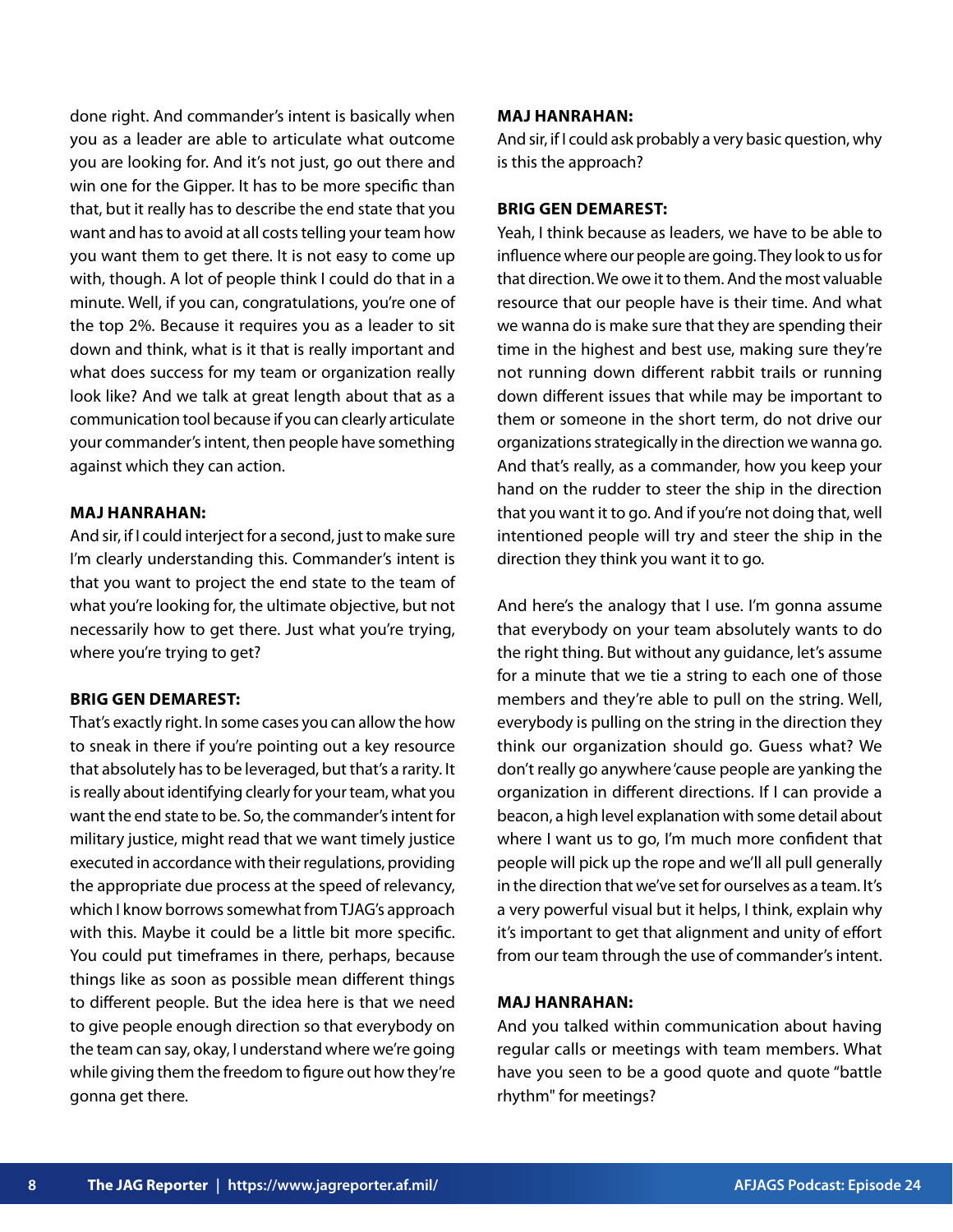done right. And commander's intent is basically when you as a leader are able to articulate what outcome you are looking for. And it's not just, go out there and win one for the Gipper. It has to be more specific than that, but it really has to describe the end state that you want and has to avoid at all costs telling your team how you want them to get there. It is not easy to come up with, though. A lot of people think I could do that in a minute. Well, if you can, congratulations, you're one of the top 2%. Because it requires you as a leader to sit down and think, what is it that is really important and what does success for my team or organization really look like? And we talk at great length about that as a communication tool because if you can clearly articulate your commander's intent, then people have something against which they can action.

**MAJ HANRAHAN:**
And sir, if I could interject for a second, just to make sure I'm clearly understanding this. Commander's intent is that you want to project the end state to the team of what you're looking for, the ultimate objective, but not necessarily how to get there. Just what you're trying, where you're trying to get?

**BRIG GEN DEMAREST:**
That's exactly right. In some cases you can allow the how to sneak in there if you're pointing out a key resource that absolutely has to be leveraged, but that's a rarity. It is really about identifying clearly for your team, what you want the end state to be. So, the commander's intent for military justice, might read that we want timely justice executed in accordance with their regulations, providing the appropriate due process at the speed of relevancy, which I know borrows somewhat from TJAG's approach with this. Maybe it could be a little bit more specific. You could put timeframes in there, perhaps, because things like as soon as possible mean different things to different people. But the idea here is that we need to give people enough direction so that everybody on the team can say, okay, I understand where we're going while giving them the freedom to figure out how they're gonna get there.

**MAJ HANRAHAN:**
And sir, if I could ask probably a very basic question, why is this the approach?

**BRIG GEN DEMAREST:**
Yeah, I think because as leaders, we have to be able to influence where our people are going. They look to us for that direction. We owe it to them. And the most valuable resource that our people have is their time. And what we wanna do is make sure that they are spending their time in the highest and best use, making sure they're not running down different rabbit trails or running down different issues that while may be important to them or someone in the short term, do not drive our organizations strategically in the direction we wanna go. And that's really, as a commander, how you keep your hand on the rudder to steer the ship in the direction that you want it to go. And if you're not doing that, well intentioned people will try and steer the ship in the direction they think you want it to go.

And here's the analogy that I use. I'm gonna assume that everybody on your team absolutely wants to do the right thing. But without any guidance, let's assume for a minute that we tie a string to each one of those members and they're able to pull on the string. Well, everybody is pulling on the string in the direction they think our organization should go. Guess what? We don't really go anywhere 'cause people are yanking the organization in different directions. If I can provide a beacon, a high level explanation with some detail about where I want us to go, I'm much more confident that people will pick up the rope and we'll all pull generally in the direction that we've set for ourselves as a team. It's a very powerful visual but it helps, I think, explain why it's important to get that alignment and unity of effort from our team through the use of commander's intent.

**MAJ HANRAHAN:**
And you talked within communication about having regular calls or meetings with team members. What have you seen to be a good quote and quote "battle rhythm" for meetings?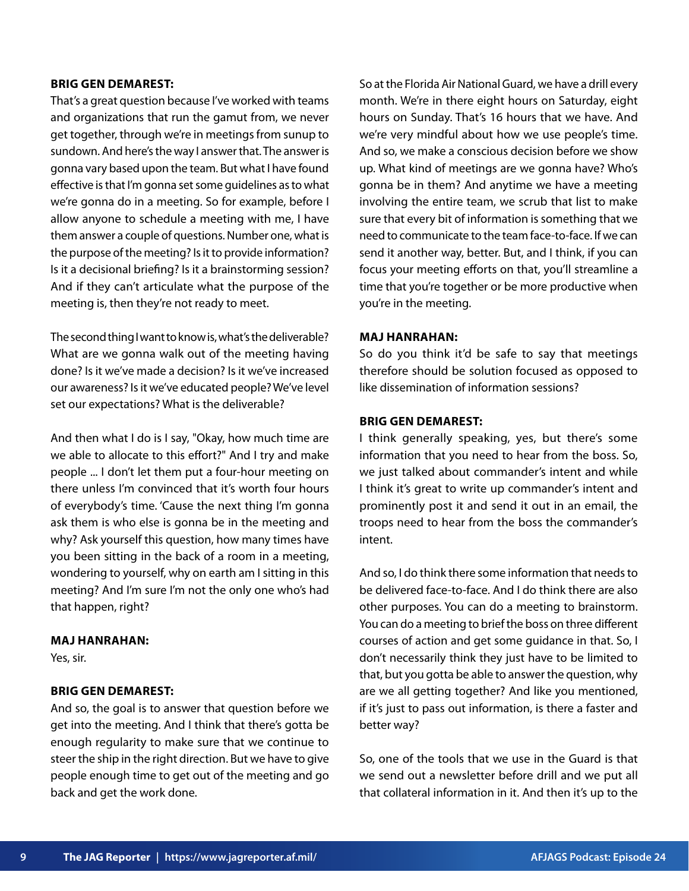**BRIG GEN DEMAREST:**

That's a great question because I've worked with teams and organizations that run the gamut from, we never get together, through we're in meetings from sunup to sundown. And here's the way I answer that. The answer is gonna vary based upon the team. But what I have found effective is that I'm gonna set some guidelines as to what we're gonna do in a meeting. So for example, before I allow anyone to schedule a meeting with me, I have them answer a couple of questions. Number one, what is the purpose of the meeting? Is it to provide information? Is it a decisional briefing? Is it a brainstorming session? And if they can't articulate what the purpose of the meeting is, then they're not ready to meet.

The second thing I want to know is, what's the deliverable? What are we gonna walk out of the meeting having done? Is it we've made a decision? Is it we've increased our awareness? Is it we've educated people? We've level set our expectations? What is the deliverable?

And then what I do is I say, "Okay, how much time are we able to allocate to this effort?" And I try and make people ... I don't let them put a four-hour meeting on there unless I'm convinced that it's worth four hours of everybody's time. 'Cause the next thing I'm gonna ask them is who else is gonna be in the meeting and why? Ask yourself this question, how many times have you been sitting in the back of a room in a meeting, wondering to yourself, why on earth am I sitting in this meeting? And I'm sure I'm not the only one who's had that happen, right?

**MAJ HANRAHAN:**

Yes, sir.

**BRIG GEN DEMAREST:**

And so, the goal is to answer that question before we get into the meeting. And I think that there's gotta be enough regularity to make sure that we continue to steer the ship in the right direction. But we have to give people enough time to get out of the meeting and go back and get the work done.

So at the Florida Air National Guard, we have a drill every month. We're in there eight hours on Saturday, eight hours on Sunday. That's 16 hours that we have. And we're very mindful about how we use people's time. And so, we make a conscious decision before we show up. What kind of meetings are we gonna have? Who's gonna be in them? And anytime we have a meeting involving the entire team, we scrub that list to make sure that every bit of information is something that we need to communicate to the team face-to-face. If we can send it another way, better. But, and I think, if you can focus your meeting efforts on that, you'll streamline a time that you're together or be more productive when you're in the meeting.

**MAJ HANRAHAN:**

So do you think it'd be safe to say that meetings therefore should be solution focused as opposed to like dissemination of information sessions?

**BRIG GEN DEMAREST:**

I think generally speaking, yes, but there's some information that you need to hear from the boss. So, we just talked about commander's intent and while I think it's great to write up commander's intent and prominently post it and send it out in an email, the troops need to hear from the boss the commander's intent.

And so, I do think there some information that needs to be delivered face-to-face. And I do think there are also other purposes. You can do a meeting to brainstorm. You can do a meeting to brief the boss on three different courses of action and get some guidance in that. So, I don't necessarily think they just have to be limited to that, but you gotta be able to answer the question, why are we all getting together? And like you mentioned, if it's just to pass out information, is there a faster and better way?

So, one of the tools that we use in the Guard is that we send out a newsletter before drill and we put all that collateral information in it. And then it's up to the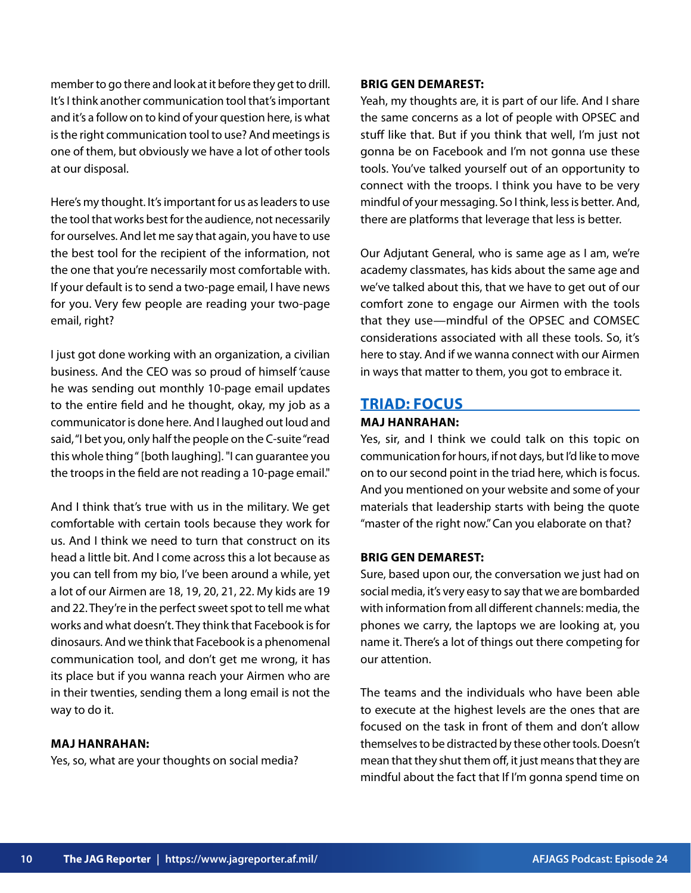member to go there and look at it before they get to drill. It's I think another communication tool that's important and it's a follow on to kind of your question here, is what is the right communication tool to use? And meetings is one of them, but obviously we have a lot of other tools at our disposal.

Here's my thought. It's important for us as leaders to use the tool that works best for the audience, not necessarily for ourselves. And let me say that again, you have to use the best tool for the recipient of the information, not the one that you're necessarily most comfortable with. If your default is to send a two-page email, I have news for you. Very few people are reading your two-page email, right?

I just got done working with an organization, a civilian business. And the CEO was so proud of himself 'cause he was sending out monthly 10-page email updates to the entire field and he thought, okay, my job as a communicator is done here. And I laughed out loud and said, "I bet you, only half the people on the C-suite "read this whole thing" [both laughing]. "I can guarantee you the troops in the field are not reading a 10-page email."

And I think that's true with us in the military. We get comfortable with certain tools because they work for us. And I think we need to turn that construct on its head a little bit. And I come across this a lot because as you can tell from my bio, I've been around a while, yet a lot of our Airmen are 18, 19, 20, 21, 22. My kids are 19 and 22. They're in the perfect sweet spot to tell me what works and what doesn't. They think that Facebook is for dinosaurs. And we think that Facebook is a phenomenal communication tool, and don't get me wrong, it has its place but if you wanna reach your Airmen who are in their twenties, sending them a long email is not the way to do it.

**MAJ HANRAHAN:**
Yes, so, what are your thoughts on social media?

**BRIG GEN DEMAREST:**
Yeah, my thoughts are, it is part of our life. And I share the same concerns as a lot of people with OPSEC and stuff like that. But if you think that well, I'm just not gonna be on Facebook and I'm not gonna use these tools. You've talked yourself out of an opportunity to connect with the troops. I think you have to be very mindful of your messaging. So I think, less is better. And, there are platforms that leverage that less is better.

Our Adjutant General, who is same age as I am, we're academy classmates, has kids about the same age and we've talked about this, that we have to get out of our comfort zone to engage our Airmen with the tools that they use—mindful of the OPSEC and COMSEC considerations associated with all these tools. So, it's here to stay. And if we wanna connect with our Airmen in ways that matter to them, you got to embrace it.

## TRIAD: FOCUS

**MAJ HANRAHAN:**
Yes, sir, and I think we could talk on this topic on communication for hours, if not days, but I'd like to move on to our second point in the triad here, which is focus. And you mentioned on your website and some of your materials that leadership starts with being the quote "master of the right now." Can you elaborate on that?

**BRIG GEN DEMAREST:**
Sure, based upon our, the conversation we just had on social media, it's very easy to say that we are bombarded with information from all different channels: media, the phones we carry, the laptops we are looking at, you name it. There's a lot of things out there competing for our attention.

The teams and the individuals who have been able to execute at the highest levels are the ones that are focused on the task in front of them and don't allow themselves to be distracted by these other tools. Doesn't mean that they shut them off, it just means that they are mindful about the fact that If I'm gonna spend time on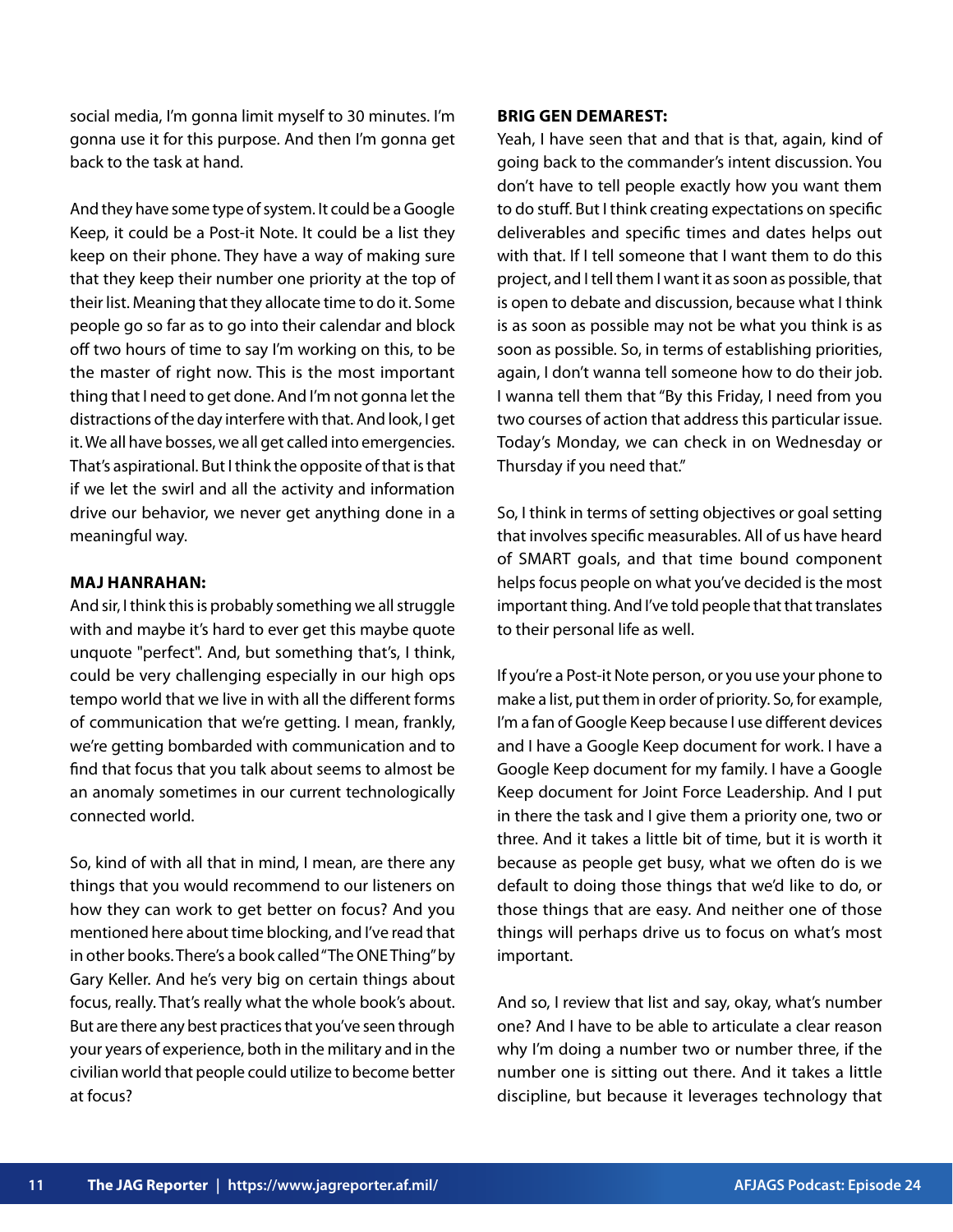social media, I'm gonna limit myself to 30 minutes. I'm gonna use it for this purpose. And then I'm gonna get back to the task at hand.

And they have some type of system. It could be a Google Keep, it could be a Post-it Note. It could be a list they keep on their phone. They have a way of making sure that they keep their number one priority at the top of their list. Meaning that they allocate time to do it. Some people go so far as to go into their calendar and block off two hours of time to say I'm working on this, to be the master of right now. This is the most important thing that I need to get done. And I'm not gonna let the distractions of the day interfere with that. And look, I get it. We all have bosses, we all get called into emergencies. That's aspirational. But I think the opposite of that is that if we let the swirl and all the activity and information drive our behavior, we never get anything done in a meaningful way.

**MAJ HANRAHAN:**
And sir, I think this is probably something we all struggle with and maybe it's hard to ever get this maybe quote unquote "perfect". And, but something that's, I think, could be very challenging especially in our high ops tempo world that we live in with all the different forms of communication that we're getting. I mean, frankly, we're getting bombarded with communication and to find that focus that you talk about seems to almost be an anomaly sometimes in our current technologically connected world.

So, kind of with all that in mind, I mean, are there any things that you would recommend to our listeners on how they can work to get better on focus? And you mentioned here about time blocking, and I've read that in other books. There's a book called "The ONE Thing" by Gary Keller. And he's very big on certain things about focus, really. That's really what the whole book's about. But are there any best practices that you've seen through your years of experience, both in the military and in the civilian world that people could utilize to become better at focus?

**BRIG GEN DEMAREST:**
Yeah, I have seen that and that is that, again, kind of going back to the commander's intent discussion. You don't have to tell people exactly how you want them to do stuff. But I think creating expectations on specific deliverables and specific times and dates helps out with that. If I tell someone that I want them to do this project, and I tell them I want it as soon as possible, that is open to debate and discussion, because what I think is as soon as possible may not be what you think is as soon as possible. So, in terms of establishing priorities, again, I don't wanna tell someone how to do their job. I wanna tell them that "By this Friday, I need from you two courses of action that address this particular issue. Today's Monday, we can check in on Wednesday or Thursday if you need that."

So, I think in terms of setting objectives or goal setting that involves specific measurables. All of us have heard of SMART goals, and that time bound component helps focus people on what you've decided is the most important thing. And I've told people that that translates to their personal life as well.

If you're a Post-it Note person, or you use your phone to make a list, put them in order of priority. So, for example, I'm a fan of Google Keep because I use different devices and I have a Google Keep document for work. I have a Google Keep document for my family. I have a Google Keep document for Joint Force Leadership. And I put in there the task and I give them a priority one, two or three. And it takes a little bit of time, but it is worth it because as people get busy, what we often do is we default to doing those things that we'd like to do, or those things that are easy. And neither one of those things will perhaps drive us to focus on what's most important.

And so, I review that list and say, okay, what's number one? And I have to be able to articulate a clear reason why I'm doing a number two or number three, if the number one is sitting out there. And it takes a little discipline, but because it leverages technology that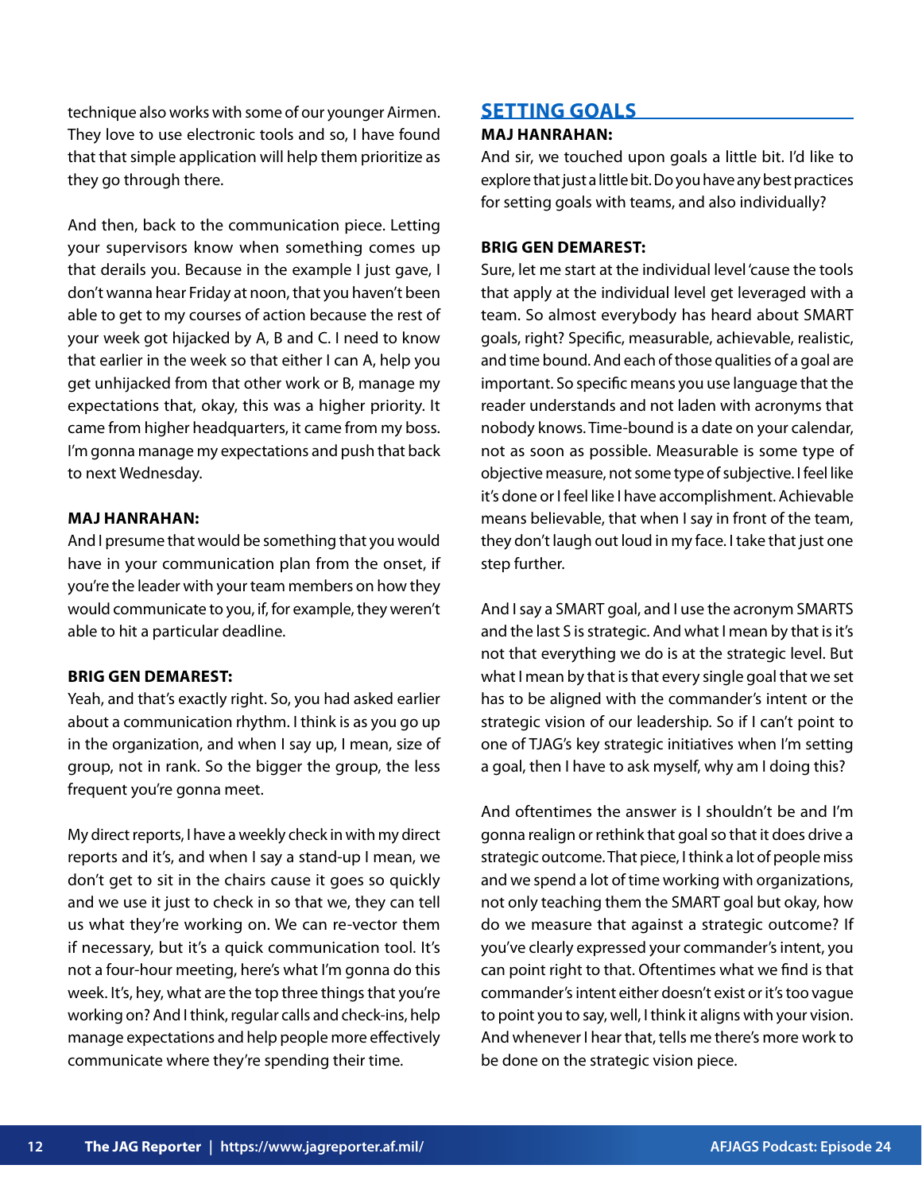technique also works with some of our younger Airmen. They love to use electronic tools and so, I have found that that simple application will help them prioritize as they go through there.

And then, back to the communication piece. Letting your supervisors know when something comes up that derails you. Because in the example I just gave, I don't wanna hear Friday at noon, that you haven't been able to get to my courses of action because the rest of your week got hijacked by A, B and C. I need to know that earlier in the week so that either I can A, help you get unhijacked from that other work or B, manage my expectations that, okay, this was a higher priority. It came from higher headquarters, it came from my boss. I'm gonna manage my expectations and push that back to next Wednesday.

**MAJ HANRAHAN:**
And I presume that would be something that you would have in your communication plan from the onset, if you're the leader with your team members on how they would communicate to you, if, for example, they weren't able to hit a particular deadline.

**BRIG GEN DEMAREST:**
Yeah, and that's exactly right. So, you had asked earlier about a communication rhythm. I think is as you go up in the organization, and when I say up, I mean, size of group, not in rank. So the bigger the group, the less frequent you're gonna meet.

My direct reports, I have a weekly check in with my direct reports and it's, and when I say a stand-up I mean, we don't get to sit in the chairs cause it goes so quickly and we use it just to check in so that we, they can tell us what they're working on. We can re-vector them if necessary, but it's a quick communication tool. It's not a four-hour meeting, here's what I'm gonna do this week. It's, hey, what are the top three things that you're working on? And I think, regular calls and check-ins, help manage expectations and help people more effectively communicate where they're spending their time.

## SETTING GOALS

**MAJ HANRAHAN:**
And sir, we touched upon goals a little bit. I'd like to explore that just a little bit. Do you have any best practices for setting goals with teams, and also individually?

**BRIG GEN DEMAREST:**
Sure, let me start at the individual level 'cause the tools that apply at the individual level get leveraged with a team. So almost everybody has heard about SMART goals, right? Specific, measurable, achievable, realistic, and time bound. And each of those qualities of a goal are important. So specific means you use language that the reader understands and not laden with acronyms that nobody knows. Time-bound is a date on your calendar, not as soon as possible. Measurable is some type of objective measure, not some type of subjective. I feel like it's done or I feel like I have accomplishment. Achievable means believable, that when I say in front of the team, they don't laugh out loud in my face. I take that just one step further.

And I say a SMART goal, and I use the acronym SMARTS and the last S is strategic. And what I mean by that is it's not that everything we do is at the strategic level. But what I mean by that is that every single goal that we set has to be aligned with the commander's intent or the strategic vision of our leadership. So if I can't point to one of TJAG's key strategic initiatives when I'm setting a goal, then I have to ask myself, why am I doing this?

And oftentimes the answer is I shouldn't be and I'm gonna realign or rethink that goal so that it does drive a strategic outcome. That piece, I think a lot of people miss and we spend a lot of time working with organizations, not only teaching them the SMART goal but okay, how do we measure that against a strategic outcome? If you've clearly expressed your commander's intent, you can point right to that. Oftentimes what we find is that commander's intent either doesn't exist or it's too vague to point you to say, well, I think it aligns with your vision. And whenever I hear that, tells me there's more work to be done on the strategic vision piece.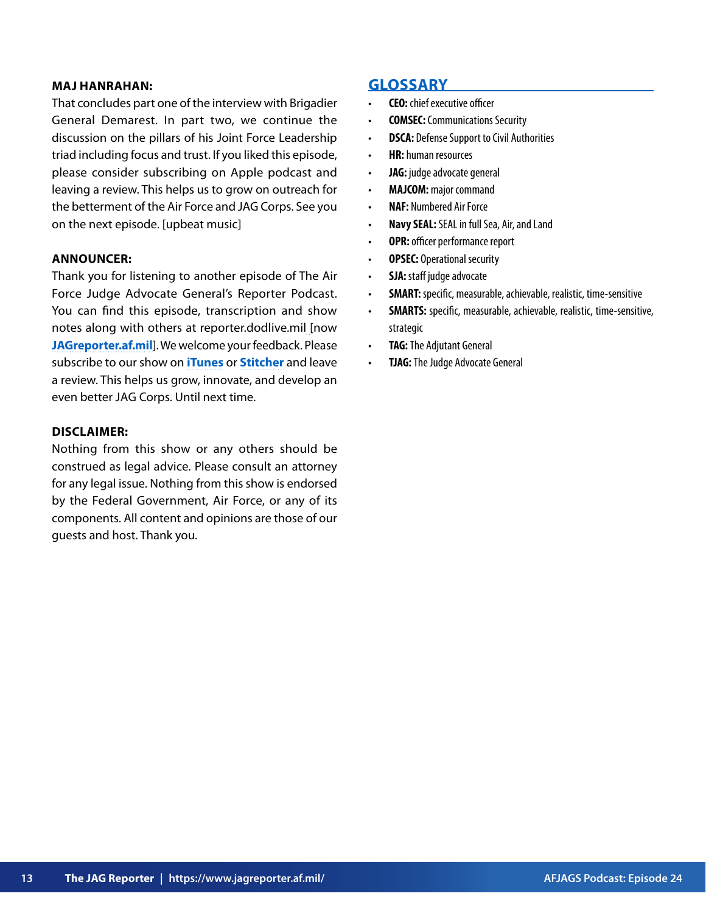**MAJ HANRAHAN:**

That concludes part one of the interview with Brigadier General Demarest. In part two, we continue the discussion on the pillars of his Joint Force Leadership triad including focus and trust. If you liked this episode, please consider subscribing on Apple podcast and leaving a review. This helps us to grow on outreach for the betterment of the Air Force and JAG Corps. See you on the next episode. [upbeat music]

**ANNOUNCER:**

Thank you for listening to another episode of The Air Force Judge Advocate General's Reporter Podcast. You can find this episode, transcription and show notes along with others at reporter.dodlive.mil [now **JAGreporter.af.mil**]. We welcome your feedback. Please subscribe to our show on **iTunes** or **Stitcher** and leave a review. This helps us grow, innovate, and develop an even better JAG Corps. Until next time.

**DISCLAIMER:**

Nothing from this show or any others should be construed as legal advice. Please consult an attorney for any legal issue. Nothing from this show is endorsed by the Federal Government, Air Force, or any of its components. All content and opinions are those of our guests and host. Thank you.

## GLOSSARY

- **CEO:** chief executive officer
- **COMSEC:** Communications Security
- **DSCA:** Defense Support to Civil Authorities
- **HR:** human resources
- **JAG:** judge advocate general
- **MAJCOM:** major command
- **NAF:** Numbered Air Force
- **Navy SEAL:** SEAL in full Sea, Air, and Land
- **OPR:** officer performance report
- **OPSEC:** Operational security
- **SJA:** staff judge advocate
- **SMART:** specific, measurable, achievable, realistic, time-sensitive
- **SMARTS:** specific, measurable, achievable, realistic, time-sensitive, strategic
- **TAG:** The Adjutant General
- **TJAG:** The Judge Advocate General